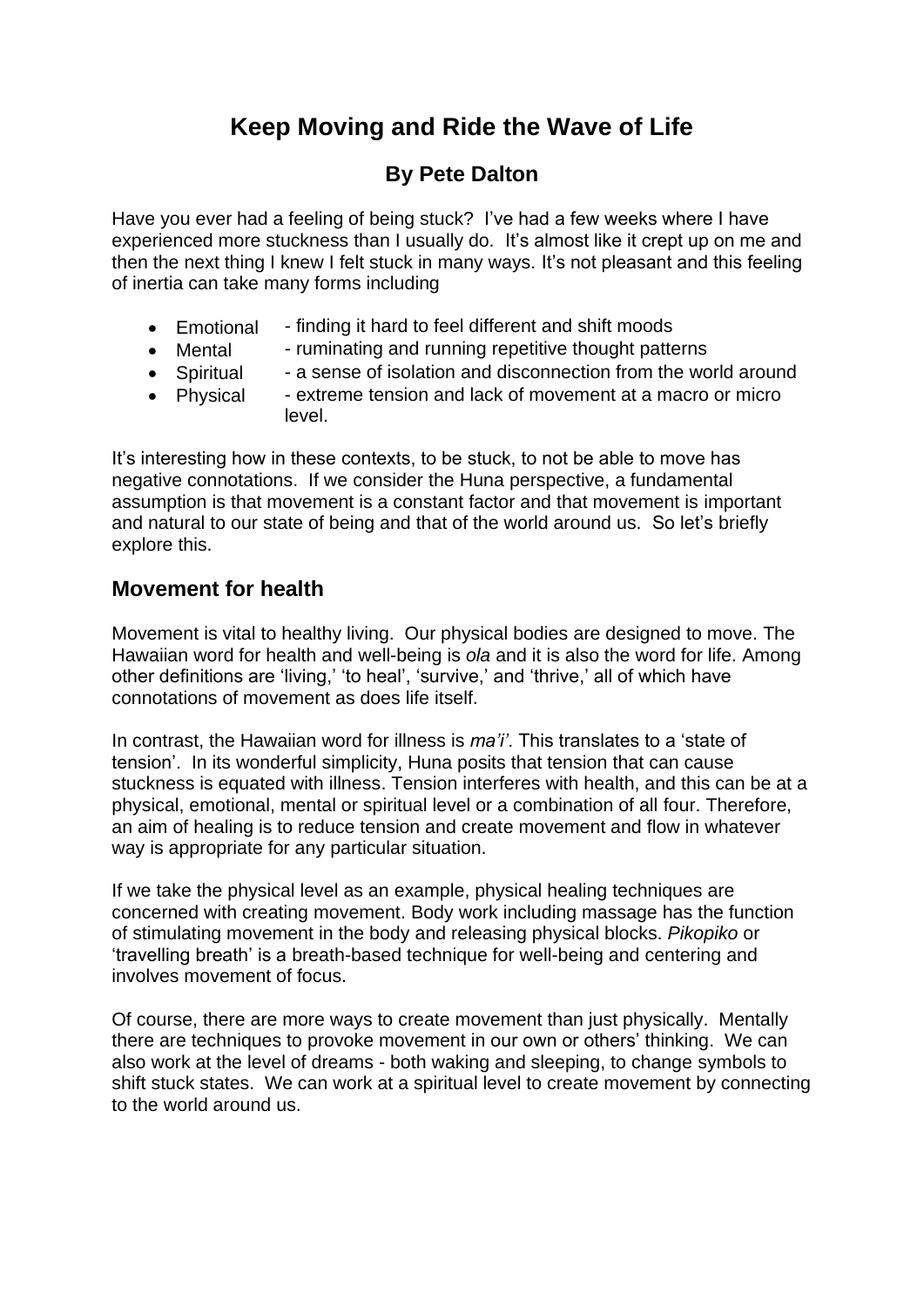# Keep Moving and Ride the Wave of Life

## By Pete Dalton

Have you ever had a feeling of being stuck? I've had a few weeks where I have experienced more stuckness than I usually do. It's almost like it crept up on me and then the next thing I knew I felt stuck in many ways. It's not pleasant and this feeling of inertia can take many forms including

- Emotional - finding it hard to feel different and shift moods
- Mental - ruminating and running repetitive thought patterns
- Spiritual - a sense of isolation and disconnection from the world around
- Physical - extreme tension and lack of movement at a macro or micro level.

It's interesting how in these contexts, to be stuck, to not be able to move has negative connotations. If we consider the Huna perspective, a fundamental assumption is that movement is a constant factor and that movement is important and natural to our state of being and that of the world around us. So let's briefly explore this.

## Movement for health

Movement is vital to healthy living. Our physical bodies are designed to move. The Hawaiian word for health and well-being is *ola* and it is also the word for life. Among other definitions are 'living,' 'to heal', 'survive,' and 'thrive,' all of which have connotations of movement as does life itself.

In contrast, the Hawaiian word for illness is *ma'i'*. This translates to a 'state of tension'. In its wonderful simplicity, Huna posits that tension that can cause stuckness is equated with illness. Tension interferes with health, and this can be at a physical, emotional, mental or spiritual level or a combination of all four. Therefore, an aim of healing is to reduce tension and create movement and flow in whatever way is appropriate for any particular situation.

If we take the physical level as an example, physical healing techniques are concerned with creating movement. Body work including massage has the function of stimulating movement in the body and releasing physical blocks. *Pikopiko* or 'travelling breath' is a breath-based technique for well-being and centering and involves movement of focus.

Of course, there are more ways to create movement than just physically. Mentally there are techniques to provoke movement in our own or others' thinking. We can also work at the level of dreams - both waking and sleeping, to change symbols to shift stuck states. We can work at a spiritual level to create movement by connecting to the world around us.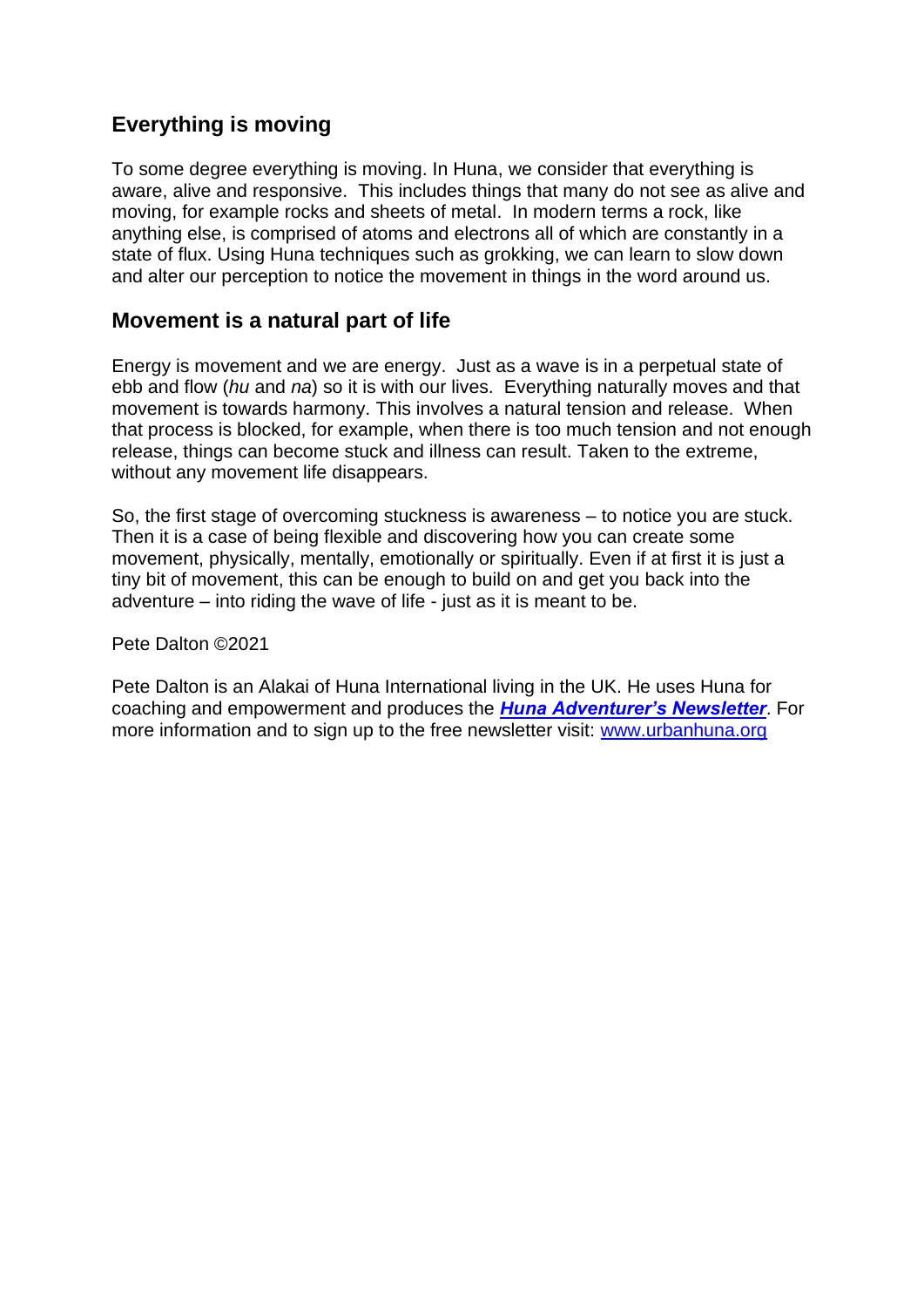## Everything is moving

To some degree everything is moving. In Huna, we consider that everything is aware, alive and responsive. This includes things that many do not see as alive and moving, for example rocks and sheets of metal. In modern terms a rock, like anything else, is comprised of atoms and electrons all of which are constantly in a state of flux. Using Huna techniques such as grokking, we can learn to slow down and alter our perception to notice the movement in things in the word around us.

## Movement is a natural part of life

Energy is movement and we are energy. Just as a wave is in a perpetual state of ebb and flow (*hu* and *na*) so it is with our lives. Everything naturally moves and that movement is towards harmony. This involves a natural tension and release. When that process is blocked, for example, when there is too much tension and not enough release, things can become stuck and illness can result. Taken to the extreme, without any movement life disappears.

So, the first stage of overcoming stuckness is awareness – to notice you are stuck. Then it is a case of being flexible and discovering how you can create some movement, physically, mentally, emotionally or spiritually. Even if at first it is just a tiny bit of movement, this can be enough to build on and get you back into the adventure – into riding the wave of life - just as it is meant to be.

Pete Dalton ©2021

Pete Dalton is an Alakai of Huna International living in the UK. He uses Huna for coaching and empowerment and produces the ***Huna Adventurer's Newsletter***. For more information and to sign up to the free newsletter visit: www.urbanhuna.org